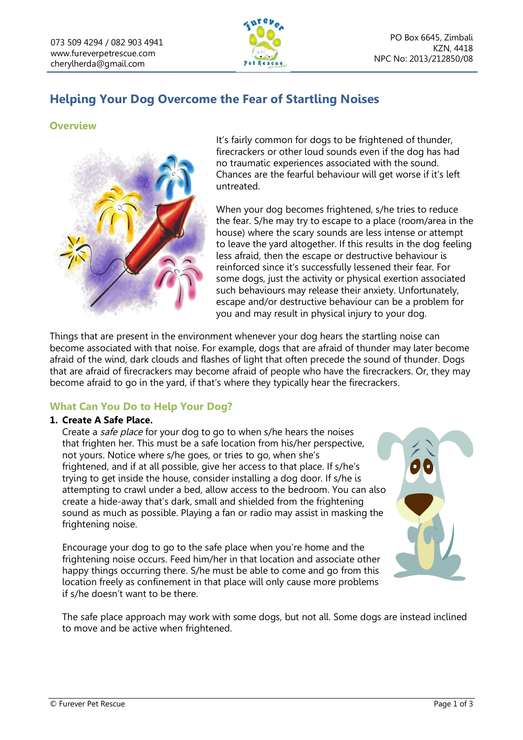073 509 4294 / 082 903 4941
www.fureverpetrescue.com
cherylherda@gmail.com

PO Box 6645, Zimbali
KZN, 4418
NPC No: 2013/212850/08

# Helping Your Dog Overcome the Fear of Startling Noises

## Overview

It's fairly common for dogs to be frightened of thunder, firecrackers or other loud sounds even if the dog has had no traumatic experiences associated with the sound. Chances are the fearful behaviour will get worse if it's left untreated.

When your dog becomes frightened, s/he tries to reduce the fear. S/he may try to escape to a place (room/area in the house) where the scary sounds are less intense or attempt to leave the yard altogether. If this results in the dog feeling less afraid, then the escape or destructive behaviour is reinforced since it's successfully lessened their fear. For some dogs, just the activity or physical exertion associated such behaviours may release their anxiety. Unfortunately, escape and/or destructive behaviour can be a problem for you and may result in physical injury to your dog.

Things that are present in the environment whenever your dog hears the startling noise can become associated with that noise. For example, dogs that are afraid of thunder may later become afraid of the wind, dark clouds and flashes of light that often precede the sound of thunder. Dogs that are afraid of firecrackers may become afraid of people who have the firecrackers. Or, they may become afraid to go in the yard, if that's where they typically hear the firecrackers.

## What Can You Do to Help Your Dog?

1. **Create A Safe Place.**

   Create a *safe place* for your dog to go to when s/he hears the noises that frighten her. This must be a safe location from his/her perspective, not yours. Notice where s/he goes, or tries to go, when she's frightened, and if at all possible, give her access to that place. If s/he's trying to get inside the house, consider installing a dog door. If s/he is attempting to crawl under a bed, allow access to the bedroom. You can also create a hide-away that's dark, small and shielded from the frightening sound as much as possible. Playing a fan or radio may assist in masking the frightening noise.

   Encourage your dog to go to the safe place when you're home and the frightening noise occurs. Feed him/her in that location and associate other happy things occurring there. S/he must be able to come and go from this location freely as confinement in that place will only cause more problems if s/he doesn't want to be there.

   The safe place approach may work with some dogs, but not all. Some dogs are instead inclined to move and be active when frightened.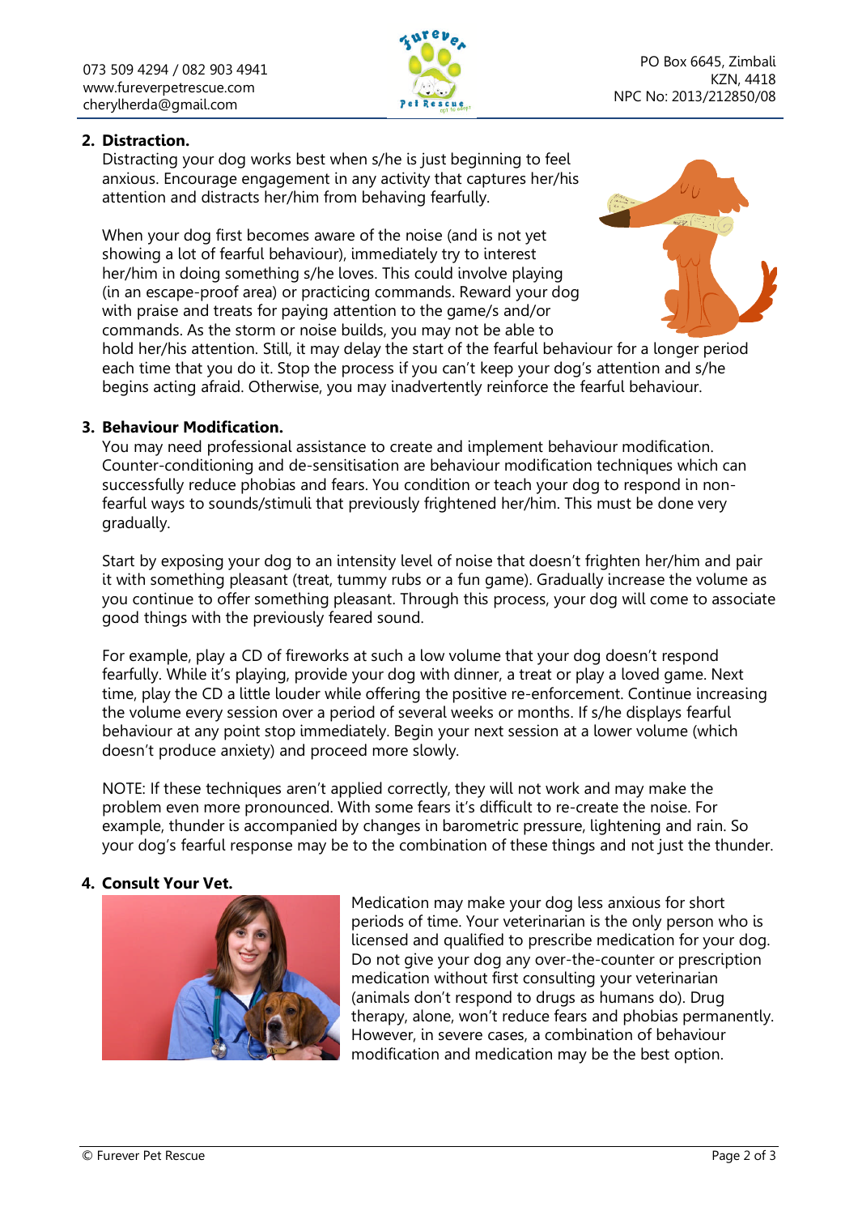2. **Distraction.**

   Distracting your dog works best when s/he is just beginning to feel anxious. Encourage engagement in any activity that captures her/his attention and distracts her/him from behaving fearfully.

   When your dog first becomes aware of the noise (and is not yet showing a lot of fearful behaviour), immediately try to interest her/him in doing something s/he loves. This could involve playing (in an escape-proof area) or practicing commands. Reward your dog with praise and treats for paying attention to the game/s and/or commands. As the storm or noise builds, you may not be able to hold her/his attention. Still, it may delay the start of the fearful behaviour for a longer period each time that you do it. Stop the process if you can't keep your dog's attention and s/he begins acting afraid. Otherwise, you may inadvertently reinforce the fearful behaviour.

3. **Behaviour Modification.**

   You may need professional assistance to create and implement behaviour modification. Counter-conditioning and de-sensitisation are behaviour modification techniques which can successfully reduce phobias and fears. You condition or teach your dog to respond in non-fearful ways to sounds/stimuli that previously frightened her/him. This must be done very gradually.

   Start by exposing your dog to an intensity level of noise that doesn't frighten her/him and pair it with something pleasant (treat, tummy rubs or a fun game). Gradually increase the volume as you continue to offer something pleasant. Through this process, your dog will come to associate good things with the previously feared sound.

   For example, play a CD of fireworks at such a low volume that your dog doesn't respond fearfully. While it's playing, provide your dog with dinner, a treat or play a loved game. Next time, play the CD a little louder while offering the positive re-enforcement. Continue increasing the volume every session over a period of several weeks or months. If s/he displays fearful behaviour at any point stop immediately. Begin your next session at a lower volume (which doesn't produce anxiety) and proceed more slowly.

   NOTE: If these techniques aren't applied correctly, they will not work and may make the problem even more pronounced. With some fears it's difficult to re-create the noise. For example, thunder is accompanied by changes in barometric pressure, lightening and rain. So your dog's fearful response may be to the combination of these things and not just the thunder.

4. **Consult Your Vet.**

   Medication may make your dog less anxious for short periods of time. Your veterinarian is the only person who is licensed and qualified to prescribe medication for your dog. Do not give your dog any over-the-counter or prescription medication without first consulting your veterinarian (animals don't respond to drugs as humans do). Drug therapy, alone, won't reduce fears and phobias permanently. However, in severe cases, a combination of behaviour modification and medication may be the best option.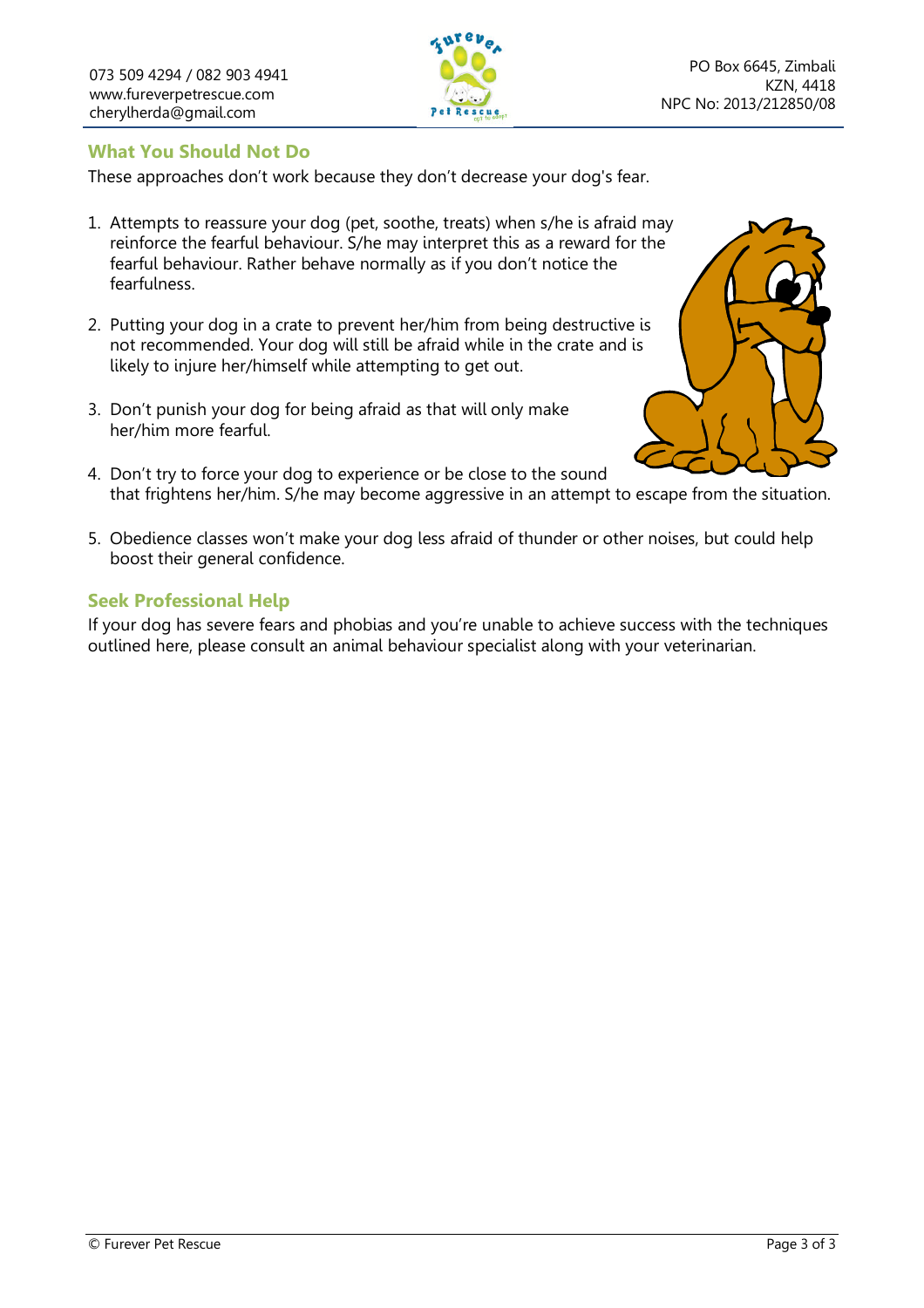## What You Should Not Do

These approaches don't work because they don't decrease your dog's fear.

1. Attempts to reassure your dog (pet, soothe, treats) when s/he is afraid may reinforce the fearful behaviour. S/he may interpret this as a reward for the fearful behaviour. Rather behave normally as if you don't notice the fearfulness.

2. Putting your dog in a crate to prevent her/him from being destructive is not recommended. Your dog will still be afraid while in the crate and is likely to injure her/himself while attempting to get out.

3. Don't punish your dog for being afraid as that will only make her/him more fearful.

4. Don't try to force your dog to experience or be close to the sound that frightens her/him. S/he may become aggressive in an attempt to escape from the situation.

5. Obedience classes won't make your dog less afraid of thunder or other noises, but could help boost their general confidence.

## Seek Professional Help

If your dog has severe fears and phobias and you're unable to achieve success with the techniques outlined here, please consult an animal behaviour specialist along with your veterinarian.